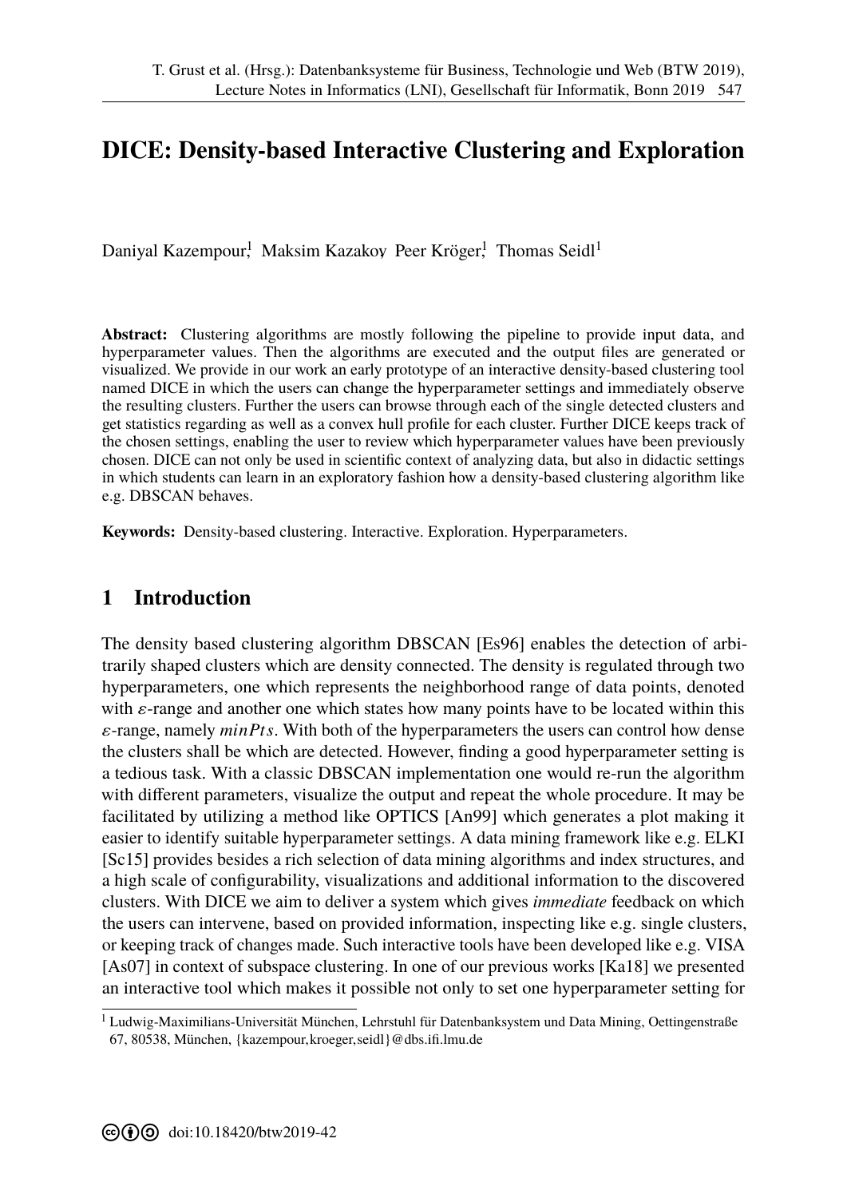# DICE: Density-based Interactive Clustering and Exploration

Daniyal Kazempour[1], Maksim Kazakov, Peer Kröger[1], Thomas Seidl[1]

**Abstract:** Clustering algorithms are mostly following the pipeline to provide input data, and hyperparameter values. Then the algorithms are executed and the output files are generated or visualized. We provide in our work an early prototype of an interactive density-based clustering tool named DICE in which the users can change the hyperparameter settings and immediately observe the resulting clusters. Further the users can browse through each of the single detected clusters and get statistics regarding as well as a convex hull profile for each cluster. Further DICE keeps track of the chosen settings, enabling the user to review which hyperparameter values have been previously chosen. DICE can not only be used in scientific context of analyzing data, but also in didactic settings in which students can learn in an exploratory fashion how a density-based clustering algorithm like e.g. DBSCAN behaves.

**Keywords:** Density-based clustering. Interactive. Exploration. Hyperparameters.

## 1 Introduction

The density based clustering algorithm DBSCAN [Es96] enables the detection of arbitrarily shaped clusters which are density connected. The density is regulated through two hyperparameters, one which represents the neighborhood range of data points, denoted with $\varepsilon$-range and another one which states how many points have to be located within this $\varepsilon$-range, namely $minPts$. With both of the hyperparameters the users can control how dense the clusters shall be which are detected. However, finding a good hyperparameter setting is a tedious task. With a classic DBSCAN implementation one would re-run the algorithm with different parameters, visualize the output and repeat the whole procedure. It may be facilitated by utilizing a method like OPTICS [An99] which generates a plot making it easier to identify suitable hyperparameter settings. A data mining framework like e.g. ELKI [Sc15] provides besides a rich selection of data mining algorithms and index structures, and a high scale of configurability, visualizations and additional information to the discovered clusters. With DICE we aim to deliver a system which gives *immediate* feedback on which the users can intervene, based on provided information, inspecting like e.g. single clusters, or keeping track of changes made. Such interactive tools have been developed like e.g. VISA [As07] in context of subspace clustering. In one of our previous works [Ka18] we presented an interactive tool which makes it possible not only to set one hyperparameter setting for

[1] Ludwig-Maximilians-Universität München, Lehrstuhl für Datenbanksystem und Data Mining, Oettingenstraße 67, 80538, München, {kazempour,kroeger,seidl}@dbs.ifi.lmu.de

doi:10.18420/btw2019-42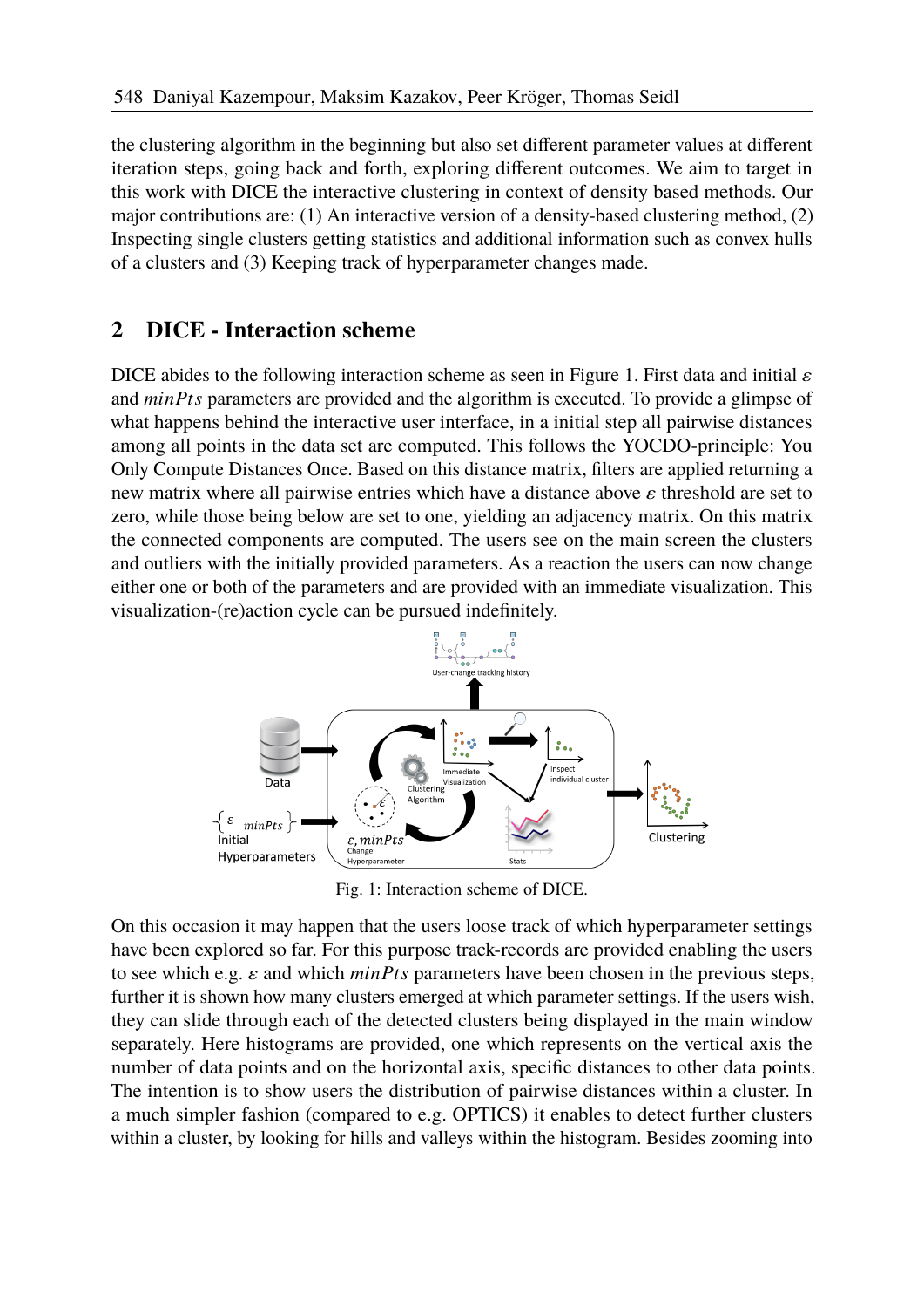the clustering algorithm in the beginning but also set different parameter values at different iteration steps, going back and forth, exploring different outcomes. We aim to target in this work with DICE the interactive clustering in context of density based methods. Our major contributions are: (1) An interactive version of a density-based clustering method, (2) Inspecting single clusters getting statistics and additional information such as convex hulls of a clusters and (3) Keeping track of hyperparameter changes made.

## 2 DICE - Interaction scheme

DICE abides to the following interaction scheme as seen in Figure 1. First data and initial $\varepsilon$ and $minPts$ parameters are provided and the algorithm is executed. To provide a glimpse of what happens behind the interactive user interface, in a initial step all pairwise distances among all points in the data set are computed. This follows the YOCDO-principle: You Only Compute Distances Once. Based on this distance matrix, filters are applied returning a new matrix where all pairwise entries which have a distance above $\varepsilon$ threshold are set to zero, while those being below are set to one, yielding an adjacency matrix. On this matrix the connected components are computed. The users see on the main screen the clusters and outliers with the initially provided parameters. As a reaction the users can now change either one or both of the parameters and are provided with an immediate visualization. This visualization-(re)action cycle can be pursued indefinitely.

Fig. 1: Interaction scheme of DICE.

On this occasion it may happen that the users loose track of which hyperparameter settings have been explored so far. For this purpose track-records are provided enabling the users to see which e.g. $\varepsilon$ and which $minPts$ parameters have been chosen in the previous steps, further it is shown how many clusters emerged at which parameter settings. If the users wish, they can slide through each of the detected clusters being displayed in the main window separately. Here histograms are provided, one which represents on the vertical axis the number of data points and on the horizontal axis, specific distances to other data points. The intention is to show users the distribution of pairwise distances within a cluster. In a much simpler fashion (compared to e.g. OPTICS) it enables to detect further clusters within a cluster, by looking for hills and valleys within the histogram. Besides zooming into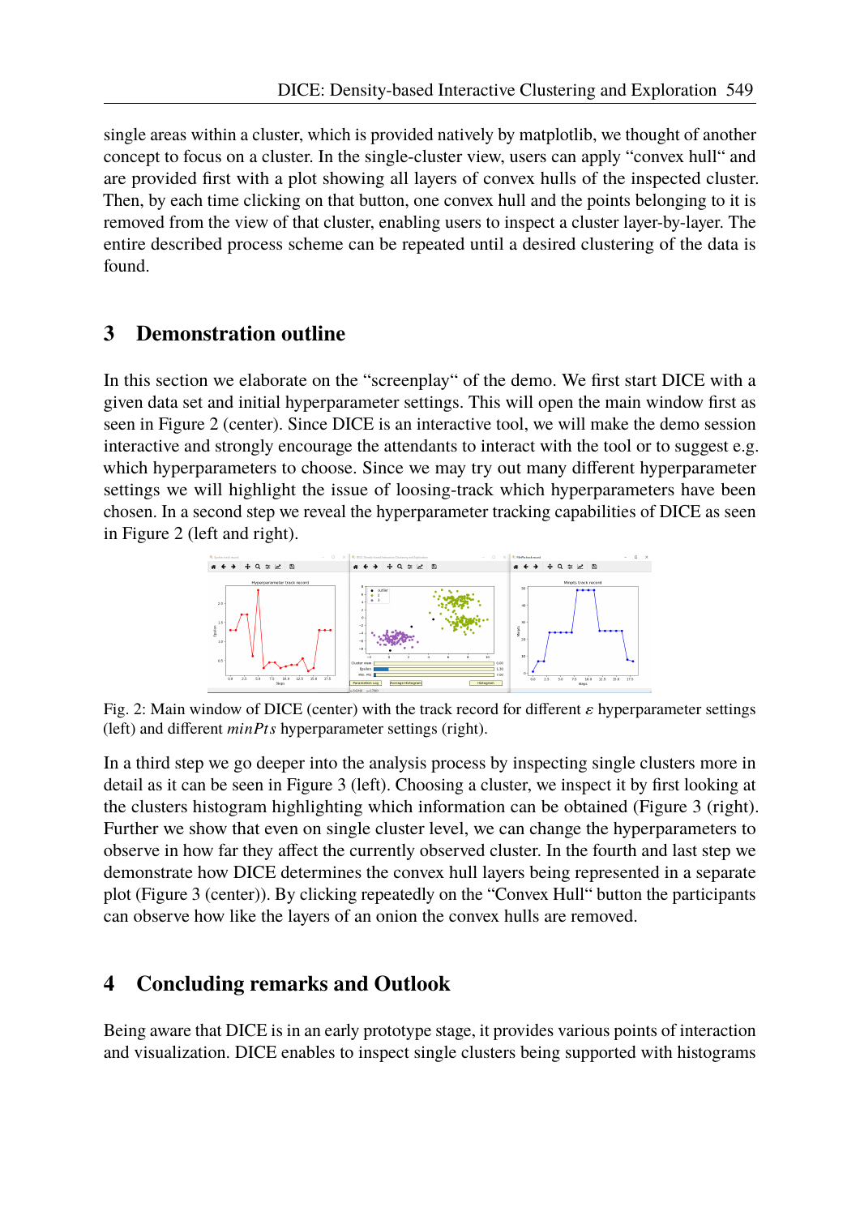single areas within a cluster, which is provided natively by matplotlib, we thought of another concept to focus on a cluster. In the single-cluster view, users can apply "convex hull" and are provided first with a plot showing all layers of convex hulls of the inspected cluster. Then, by each time clicking on that button, one convex hull and the points belonging to it is removed from the view of that cluster, enabling users to inspect a cluster layer-by-layer. The entire described process scheme can be repeated until a desired clustering of the data is found.

## 3 Demonstration outline

In this section we elaborate on the "screenplay" of the demo. We first start DICE with a given data set and initial hyperparameter settings. This will open the main window first as seen in Figure 2 (center). Since DICE is an interactive tool, we will make the demo session interactive and strongly encourage the attendants to interact with the tool or to suggest e.g. which hyperparameters to choose. Since we may try out many different hyperparameter settings we will highlight the issue of loosing-track which hyperparameters have been chosen. In a second step we reveal the hyperparameter tracking capabilities of DICE as seen in Figure 2 (left and right).

Fig. 2: Main window of DICE (center) with the track record for different $\varepsilon$ hyperparameter settings (left) and different $minPts$ hyperparameter settings (right).

In a third step we go deeper into the analysis process by inspecting single clusters more in detail as it can be seen in Figure 3 (left). Choosing a cluster, we inspect it by first looking at the clusters histogram highlighting which information can be obtained (Figure 3 (right). Further we show that even on single cluster level, we can change the hyperparameters to observe in how far they affect the currently observed cluster. In the fourth and last step we demonstrate how DICE determines the convex hull layers being represented in a separate plot (Figure 3 (center)). By clicking repeatedly on the "Convex Hull" button the participants can observe how like the layers of an onion the convex hulls are removed.

## 4 Concluding remarks and Outlook

Being aware that DICE is in an early prototype stage, it provides various points of interaction and visualization. DICE enables to inspect single clusters being supported with histograms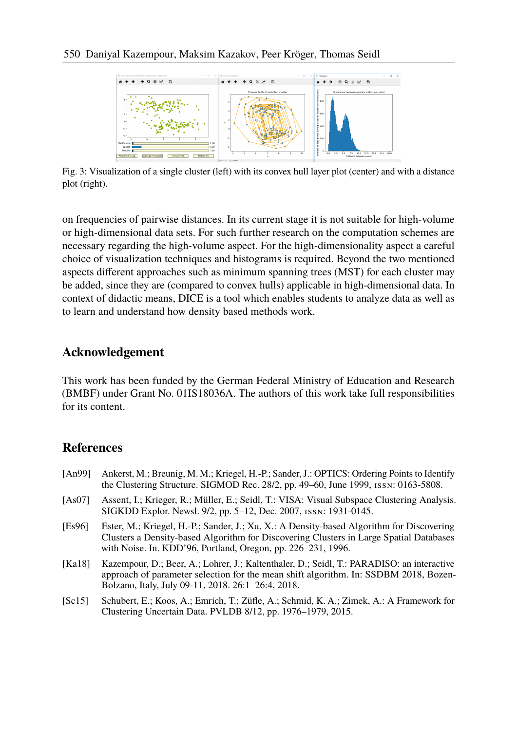Fig. 3: Visualization of a single cluster (left) with its convex hull layer plot (center) and with a distance plot (right).

on frequencies of pairwise distances. In its current stage it is not suitable for high-volume or high-dimensional data sets. For such further research on the computation schemes are necessary regarding the high-volume aspect. For the high-dimensionality aspect a careful choice of visualization techniques and histograms is required. Beyond the two mentioned aspects different approaches such as minimum spanning trees (MST) for each cluster may be added, since they are (compared to convex hulls) applicable in high-dimensional data. In context of didactic means, DICE is a tool which enables students to analyze data as well as to learn and understand how density based methods work.

## Acknowledgement

This work has been funded by the German Federal Ministry of Education and Research (BMBF) under Grant No. 01IS18036A. The authors of this work take full responsibilities for its content.

## References

[An99] Ankerst, M.; Breunig, M. M.; Kriegel, H.-P.; Sander, J.: OPTICS: Ordering Points to Identify the Clustering Structure. SIGMOD Rec. 28/2, pp. 49–60, June 1999, ISSN: 0163-5808.

[As07] Assent, I.; Krieger, R.; Müller, E.; Seidl, T.: VISA: Visual Subspace Clustering Analysis. SIGKDD Explor. Newsl. 9/2, pp. 5–12, Dec. 2007, ISSN: 1931-0145.

[Es96] Ester, M.; Kriegel, H.-P.; Sander, J.; Xu, X.: A Density-based Algorithm for Discovering Clusters a Density-based Algorithm for Discovering Clusters in Large Spatial Databases with Noise. In. KDD'96, Portland, Oregon, pp. 226–231, 1996.

[Ka18] Kazempour, D.; Beer, A.; Lohrer, J.; Kaltenthaler, D.; Seidl, T.: PARADISO: an interactive approach of parameter selection for the mean shift algorithm. In: SSDBM 2018, Bozen-Bolzano, Italy, July 09-11, 2018. 26:1–26:4, 2018.

[Sc15] Schubert, E.; Koos, A.; Emrich, T.; Züfle, A.; Schmid, K. A.; Zimek, A.: A Framework for Clustering Uncertain Data. PVLDB 8/12, pp. 1976–1979, 2015.